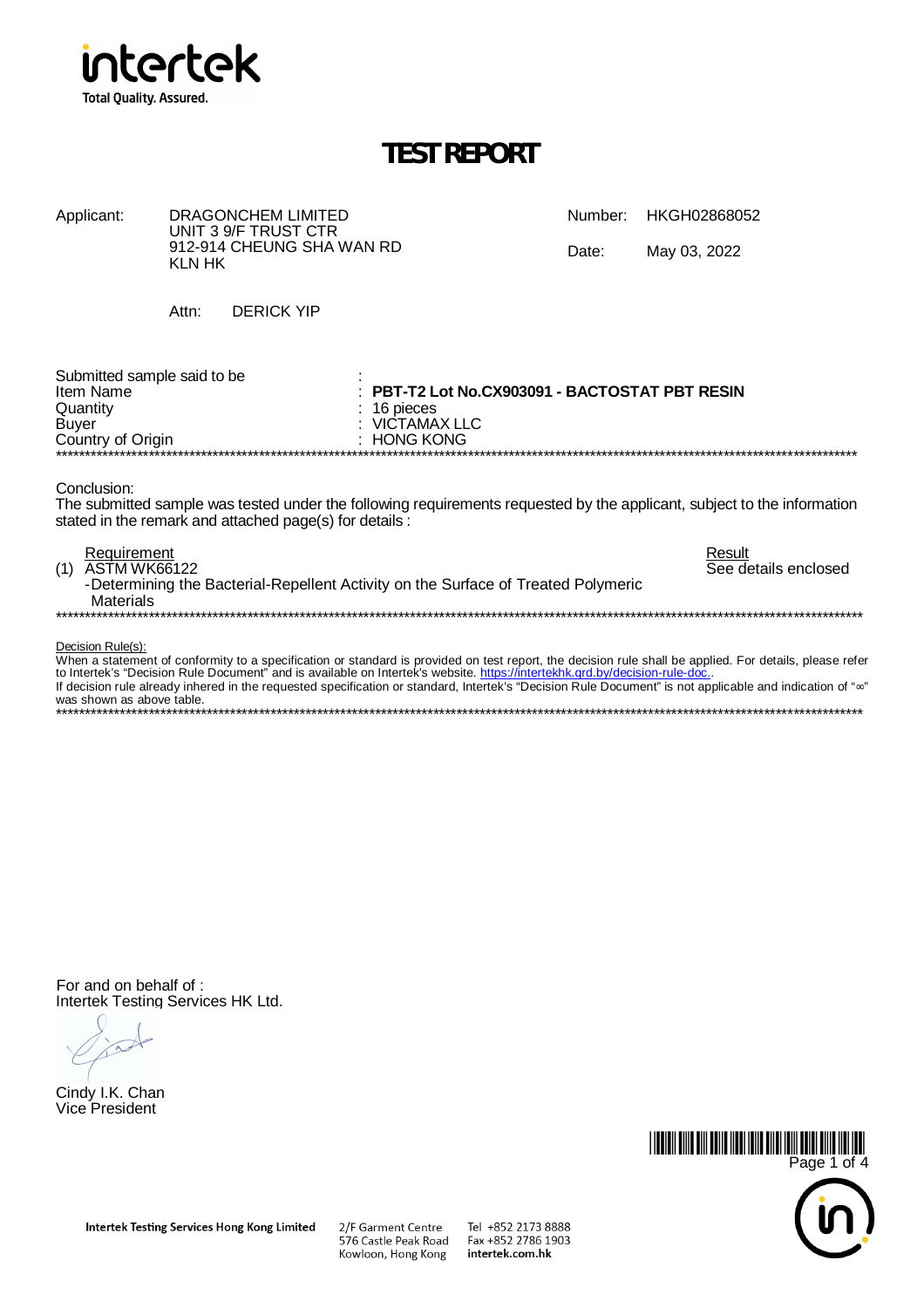intertek
Total Quality. Assured.

# TEST REPORT

| | | | |
|---|---|---|---|
| Applicant: | DRAGONCHEM LIMITED<br>UNIT 3 9/F TRUST CTR<br>912-914 CHEUNG SHA WAN RD<br>KLN HK | Number: | HKGH02868052 |
| | | Date: | May 03, 2022 |

Attn: DERICK YIP

| | |
|---|---|
| Submitted sample said to be | : |
| Item Name | : **PBT-T2 Lot No.CX903091 - BACTOSTAT PBT RESIN** |
| Quantity | : 16 pieces |
| Buyer | : VICTAMAX LLC |
| Country of Origin | : HONG KONG |

******************************************************************************************************************************

Conclusion:
The submitted sample was tested under the following requirements requested by the applicant, subject to the information stated in the remark and attached page(s) for details :

| Requirement | Result |
|---|---|
| (1) ASTM WK66122<br>-Determining the Bacterial-Repellent Activity on the Surface of Treated Polymeric Materials | See details enclosed |

******************************************************************************************************************************

Decision Rule(s):
When a statement of conformity to a specification or standard is provided on test report, the decision rule shall be applied. For details, please refer to Intertek's "Decision Rule Document" and is available on Intertek's website. https://intertekhk.qrd.by/decision-rule-doc..
If decision rule already inhered in the requested specification or standard, Intertek's "Decision Rule Document" is not applicable and indication of "∞" was shown as above table.

******************************************************************************************************************************

For and on behalf of :
Intertek Testing Services HK Ltd.

Cindy I.K. Chan
Vice President

Intertek Testing Services Hong Kong Limited
2/F Garment Centre
576 Castle Peak Road
Kowloon, Hong Kong

Tel +852 2173 8888
Fax +852 2786 1903
intertek.com.hk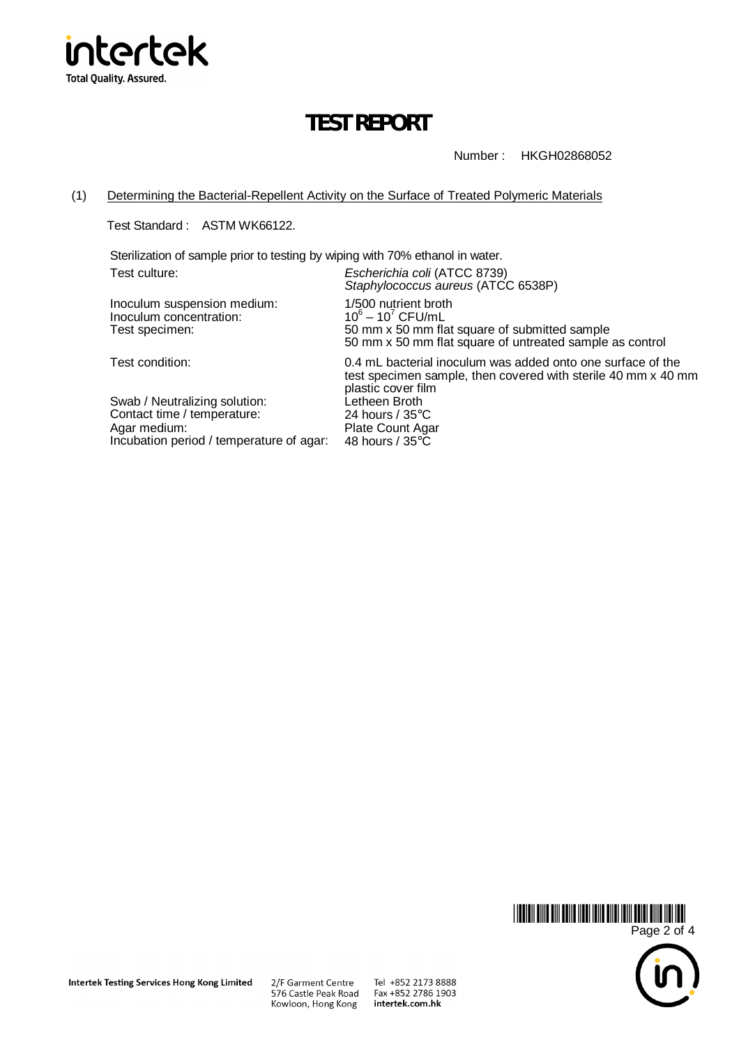# TEST REPORT

Number : HKGH02868052

(1) Determining the Bacterial-Repellent Activity on the Surface of Treated Polymeric Materials

Test Standard : ASTM WK66122.

Sterilization of sample prior to testing by wiping with 70% ethanol in water.

| | |
|---|---|
| Test culture: | *Escherichia coli* (ATCC 8739)<br>*Staphylococcus aureus* (ATCC 6538P) |
| Inoculum suspension medium: | 1/500 nutrient broth |
| Inoculum concentration: | $10^6 – 10^7$ CFU/mL |
| Test specimen: | 50 mm x 50 mm flat square of submitted sample<br>50 mm x 50 mm flat square of untreated sample as control |
| Test condition: | 0.4 mL bacterial inoculum was added onto one surface of the test specimen sample, then covered with sterile 40 mm x 40 mm plastic cover film |
| Swab / Neutralizing solution: | Letheen Broth |
| Contact time / temperature: | 24 hours / 35°C |
| Agar medium: | Plate Count Agar |
| Incubation period / temperature of agar: | 48 hours / 35°C |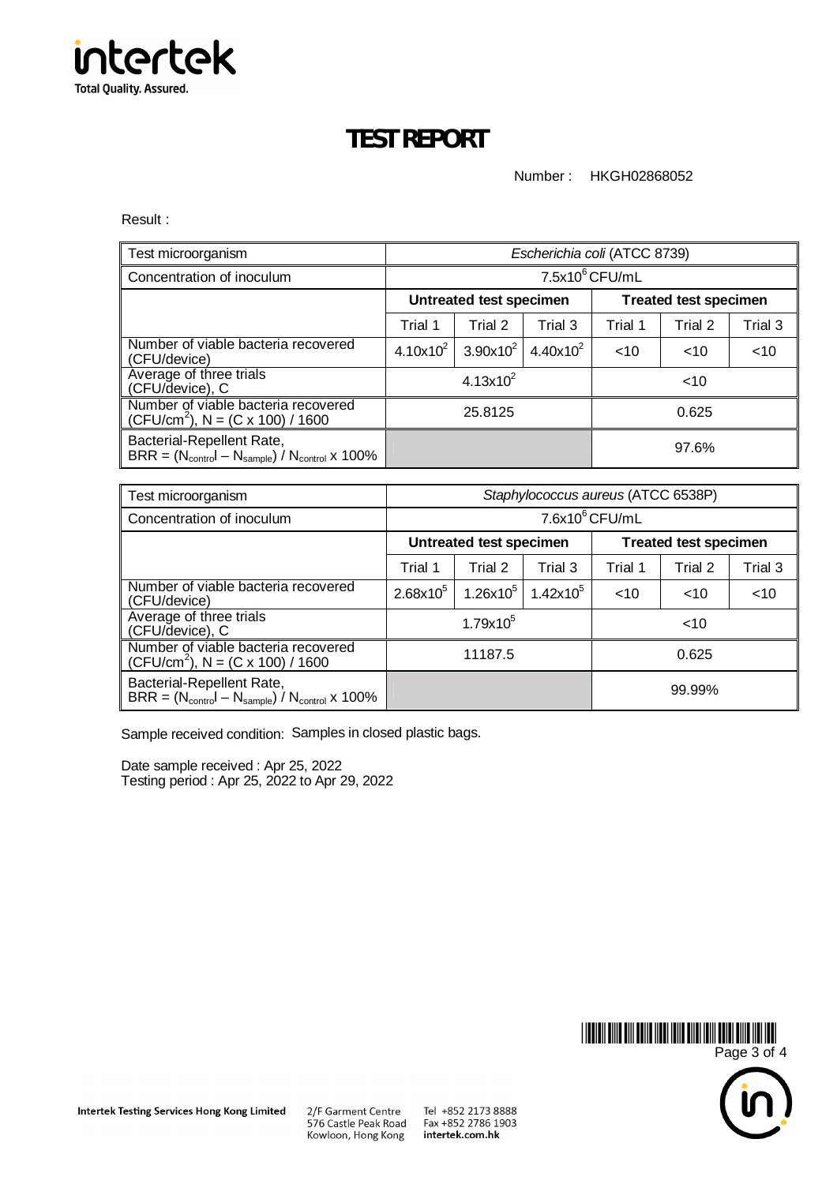# TEST REPORT

Number : HKGH02868052

Result :

| Test microorganism | *Escherichia coli* (ATCC 8739) | | | | | |
|---|---|---|---|---|---|---|
| Concentration of inoculum | $7.5x10^6$ CFU/mL | | | | | |
| | **Untreated test specimen** | | | **Treated test specimen** | | |
| | Trial 1 | Trial 2 | Trial 3 | Trial 1 | Trial 2 | Trial 3 |
| Number of viable bacteria recovered (CFU/device) | $4.10x10^2$ | $3.90x10^2$ | $4.40x10^2$ | <10 | <10 | <10 |
| Average of three trials (CFU/device), C | $4.13x10^2$ | | | <10 | | |
| Number of viable bacteria recovered ($CFU/cm^2$), N = (C x 100) / 1600 | 25.8125 | | | 0.625 | | |
| Bacterial-Repellent Rate, BRR = ($N_{control}$ – $N_{sample}$) / $N_{control}$ x 100% | | | | 97.6% | | |

| Test microorganism | *Staphylococcus aureus* (ATCC 6538P) | | | | | |
|---|---|---|---|---|---|---|
| Concentration of inoculum | $7.6x10^6$ CFU/mL | | | | | |
| | **Untreated test specimen** | | | **Treated test specimen** | | |
| | Trial 1 | Trial 2 | Trial 3 | Trial 1 | Trial 2 | Trial 3 |
| Number of viable bacteria recovered (CFU/device) | $2.68x10^5$ | $1.26x10^5$ | $1.42x10^5$ | <10 | <10 | <10 |
| Average of three trials (CFU/device), C | $1.79x10^5$ | | | <10 | | |
| Number of viable bacteria recovered ($CFU/cm^2$), N = (C x 100) / 1600 | 11187.5 | | | 0.625 | | |
| Bacterial-Repellent Rate, BRR = ($N_{control}$ – $N_{sample}$) / $N_{control}$ x 100% | | | | 99.99% | | |

Sample received condition: Samples in closed plastic bags.

Date sample received : Apr 25, 2022

Testing period : Apr 25, 2022 to Apr 29, 2022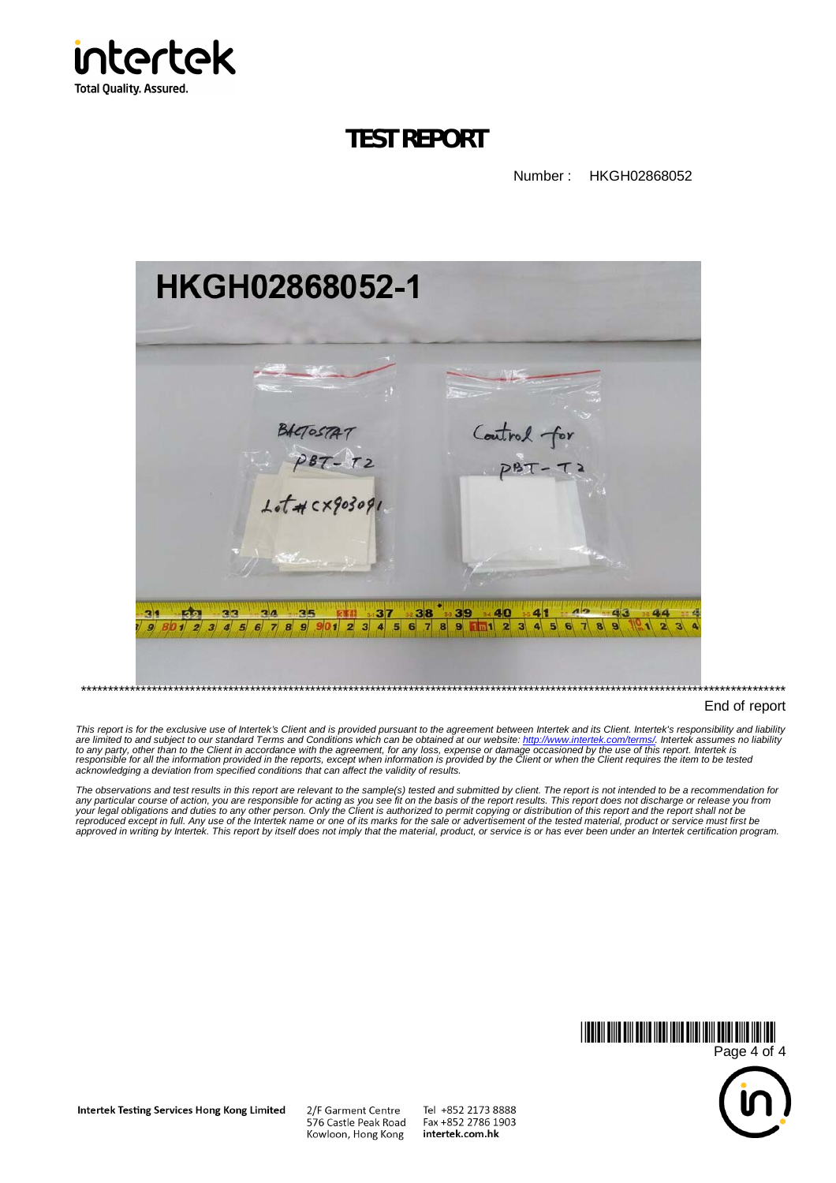# TEST REPORT

Number : HKGH02868052

HKGH02868052-1

BACTOSTAT PBT - T2 Lot # CX903091

Control for PBT - T2

**************************************************************************************************************************************

End of report

*This report is for the exclusive use of Intertek's Client and is provided pursuant to the agreement between Intertek and its Client. Intertek's responsibility and liability are limited to and subject to our standard Terms and Conditions which can be obtained at our website: http://www.intertek.com/terms/. Intertek assumes no liability to any party, other than to the Client in accordance with the agreement, for any loss, expense or damage occasioned by the use of this report. Intertek is responsible for all the information provided in the reports, except when information is provided by the Client or when the Client requires the item to be tested acknowledging a deviation from specified conditions that can affect the validity of results.*

*The observations and test results in this report are relevant to the sample(s) tested and submitted by client. The report is not intended to be a recommendation for any particular course of action, you are responsible for acting as you see fit on the basis of the report results. This report does not discharge or release you from your legal obligations and duties to any other person. Only the Client is authorized to permit copying or distribution of this report and the report shall not be reproduced except in full. Any use of the Intertek name or one of its marks for the sale or advertisement of the tested material, product or service must first be approved in writing by Intertek. This report by itself does not imply that the material, product, or service is or has ever been under an Intertek certification program.*

**Intertek Testing Services Hong Kong Limited**

2/F Garment Centre
576 Castle Peak Road
Kowloon, Hong Kong

Tel +852 2173 8888
Fax +852 2786 1903
**intertek.com.hk**